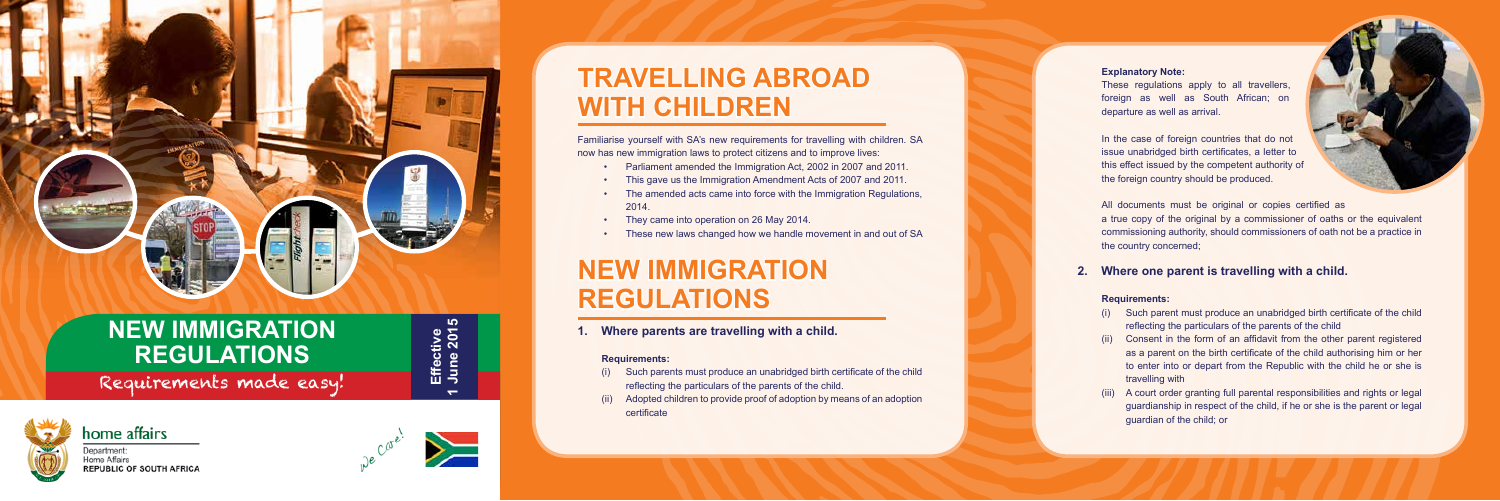# NEW IMMIGRATION REGULATIONS

Requirements made easy!

Effective 1 June 2015

home affairs

Department: Home Affairs REPUBLIC OF SOUTH AFRICA

We care!

# TRAVELLING ABROAD WITH CHILDREN

Familiarise yourself with SA's new requirements for travelling with children. SA now has new immigration laws to protect citizens and to improve lives:

- Parliament amended the Immigration Act, 2002 in 2007 and 2011.
- This gave us the Immigration Amendment Acts of 2007 and 2011.
- The amended acts came into force with the Immigration Regulations, 2014.
- They came into operation on 26 May 2014.
- These new laws changed how we handle movement in and out of SA

# NEW IMMIGRATION REGULATIONS

## 1. Where parents are travelling with a child.

**Requirements:**

(i) Such parents must produce an unabridged birth certificate of the child reflecting the particulars of the parents of the child.

(ii) Adopted children to provide proof of adoption by means of an adoption certificate

**Explanatory Note:**

These regulations apply to all travellers, foreign as well as South African; on departure as well as arrival.

In the case of foreign countries that do not issue unabridged birth certificates, a letter to this effect issued by the competent authority of the foreign country should be produced.

All documents must be original or copies certified as a true copy of the original by a commissioner of oaths or the equivalent commissioning authority, should commissioners of oath not be a practice in the country concerned;

## 2. Where one parent is travelling with a child.

**Requirements:**

(i) Such parent must produce an unabridged birth certificate of the child reflecting the particulars of the parents of the child

(ii) Consent in the form of an affidavit from the other parent registered as a parent on the birth certificate of the child authorising him or her to enter into or depart from the Republic with the child he or she is travelling with

(iii) A court order granting full parental responsibilities and rights or legal guardianship in respect of the child, if he or she is the parent or legal guardian of the child; or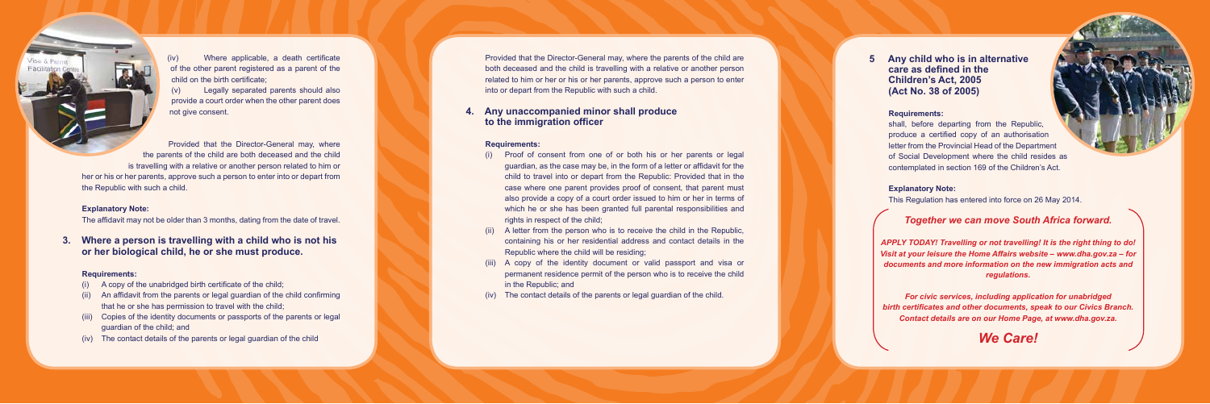(iv) Where applicable, a death certificate of the other parent registered as a parent of the child on the birth certificate;

(v) Legally separated parents should also provide a court order when the other parent does not give consent.

Provided that the Director-General may, where the parents of the child are both deceased and the child is travelling with a relative or another person related to him or her or his or her parents, approve such a person to enter into or depart from the Republic with such a child.

**Explanatory Note:**

The affidavit may not be older than 3 months, dating from the date of travel.

## 3. Where a person is travelling with a child who is not his or her biological child, he or she must produce.

**Requirements:**

- (i) A copy of the unabridged birth certificate of the child;
- (ii) An affidavit from the parents or legal guardian of the child confirming that he or she has permission to travel with the child;
- (iii) Copies of the identity documents or passports of the parents or legal guardian of the child; and
- (iv) The contact details of the parents or legal guardian of the child

Provided that the Director-General may, where the parents of the child are both deceased and the child is travelling with a relative or another person related to him or her or his or her parents, approve such a person to enter into or depart from the Republic with such a child.

## 4. Any unaccompanied minor shall produce to the immigration officer

**Requirements:**

- (i) Proof of consent from one of or both his or her parents or legal guardian, as the case may be, in the form of a letter or affidavit for the child to travel into or depart from the Republic: Provided that in the case where one parent provides proof of consent, that parent must also provide a copy of a court order issued to him or her in terms of which he or she has been granted full parental responsibilities and rights in respect of the child;
- (ii) A letter from the person who is to receive the child in the Republic, containing his or her residential address and contact details in the Republic where the child will be residing;
- (iii) A copy of the identity document or valid passport and visa or permanent residence permit of the person who is to receive the child in the Republic; and
- (iv) The contact details of the parents or legal guardian of the child.

## 5 Any child who is in alternative care as defined in the Children's Act, 2005 (Act No. 38 of 2005)

**Requirements:**

shall, before departing from the Republic, produce a certified copy of an authorisation letter from the Provincial Head of the Department of Social Development where the child resides as contemplated in section 169 of the Children's Act.

**Explanatory Note:**

This Regulation has entered into force on 26 May 2014.

***Together we can move South Africa forward.***

***APPLY TODAY! Travelling or not travelling! It is the right thing to do! Visit at your leisure the Home Affairs website – www.dha.gov.za – for documents and more information on the new immigration acts and regulations.***

***For civic services, including application for unabridged birth certificates and other documents, speak to our Civics Branch. Contact details are on our Home Page, at www.dha.gov.za.***

***We Care!***